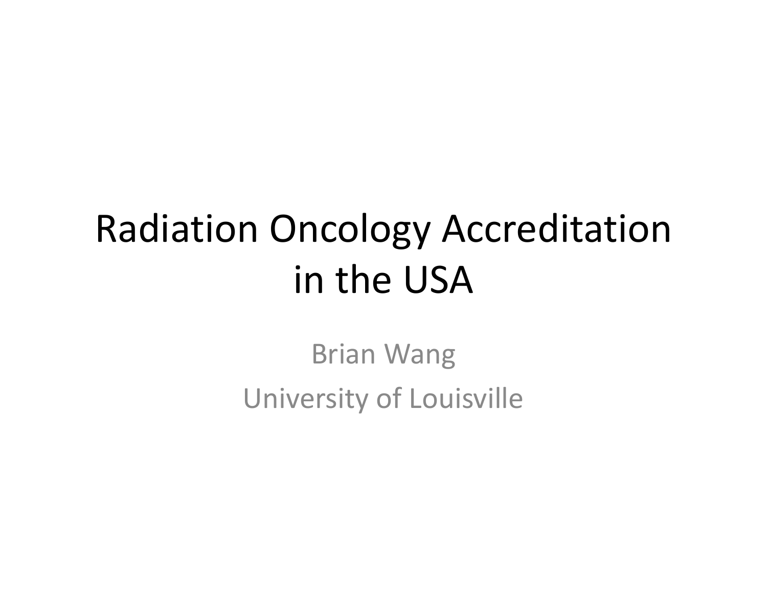# Radiation Oncology Accreditation in the USA

Brian Wang

University of Louisville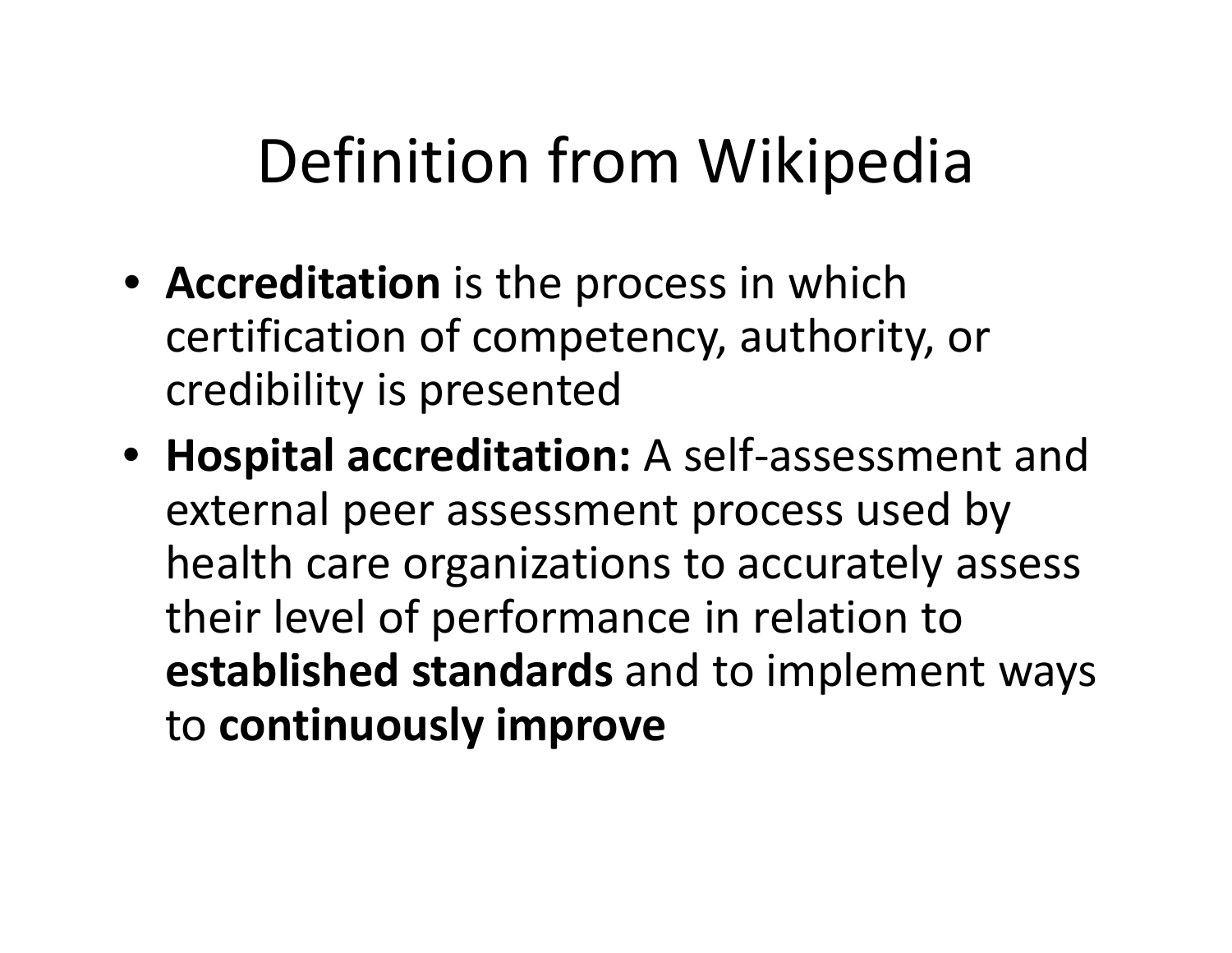# Definition from Wikipedia

- **Accreditation** is the process in which certification of competency, authority, or credibility is presented
- **Hospital accreditation:** A self-assessment and external peer assessment process used by health care organizations to accurately assess their level of performance in relation to **established standards** and to implement ways to **continuously improve**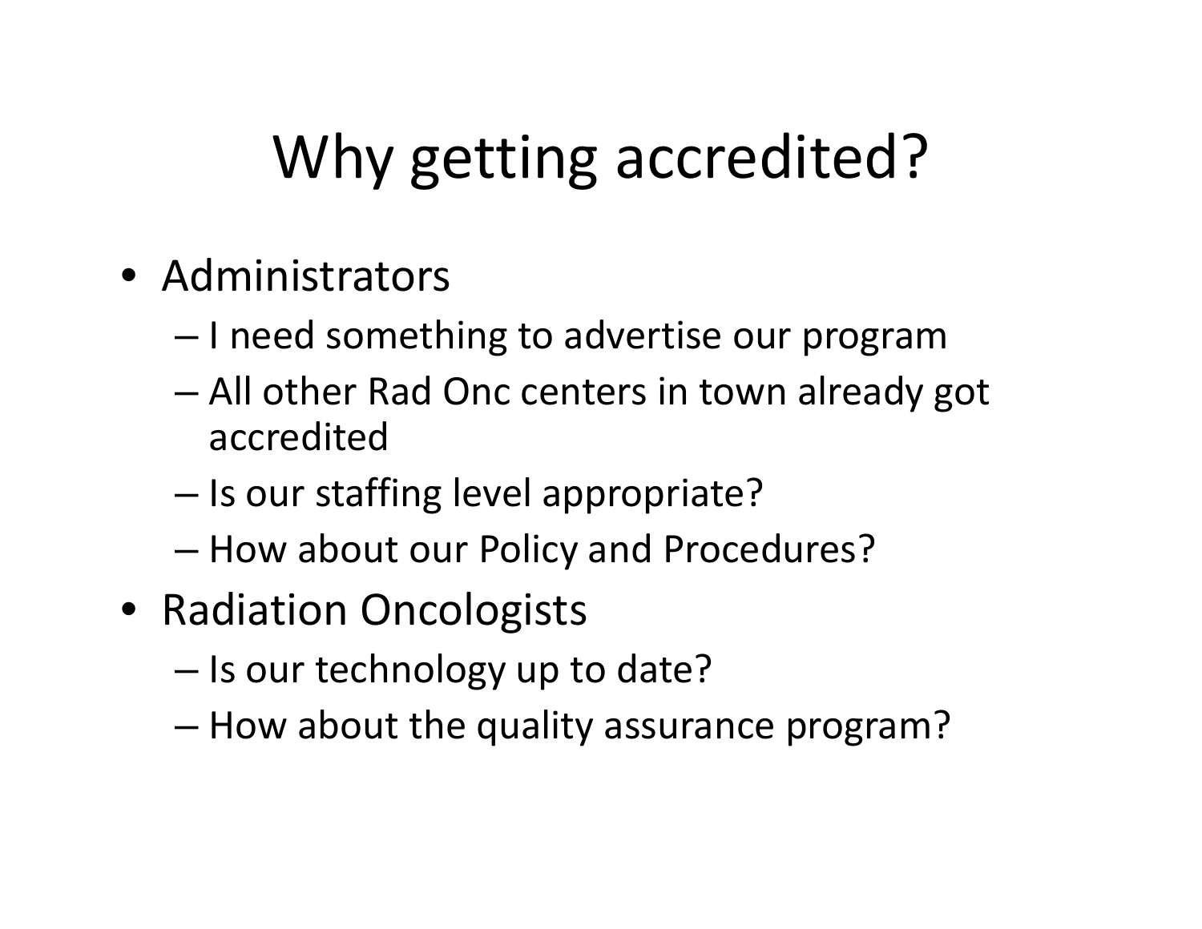# Why getting accredited?

- Administrators
  - I need something to advertise our program
  - All other Rad Onc centers in town already got accredited
  - Is our staffing level appropriate?
  - How about our Policy and Procedures?
- Radiation Oncologists
  - Is our technology up to date?
  - How about the quality assurance program?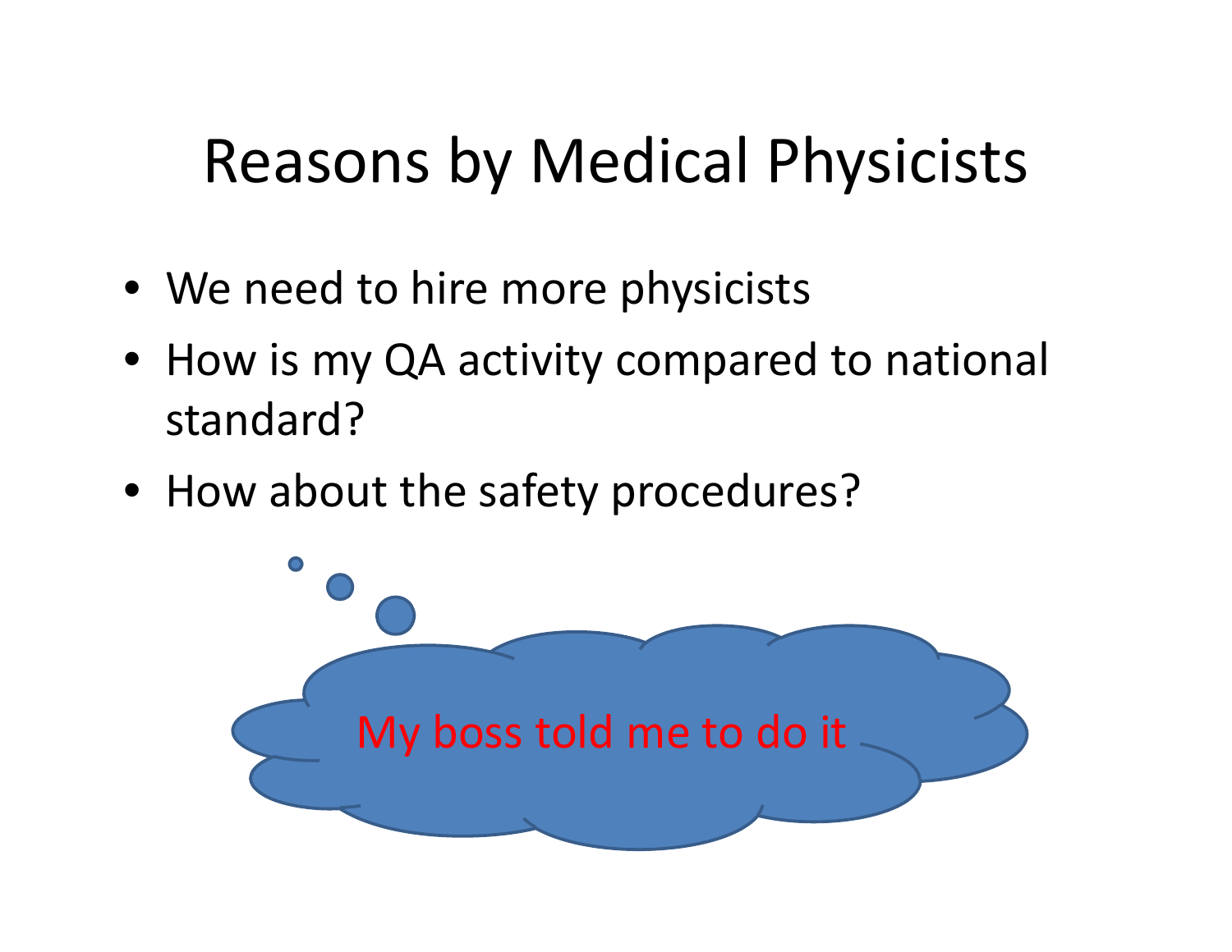# Reasons by Medical Physicists

- We need to hire more physicists
- How is my QA activity compared to national standard?
- How about the safety procedures?

My boss told me to do it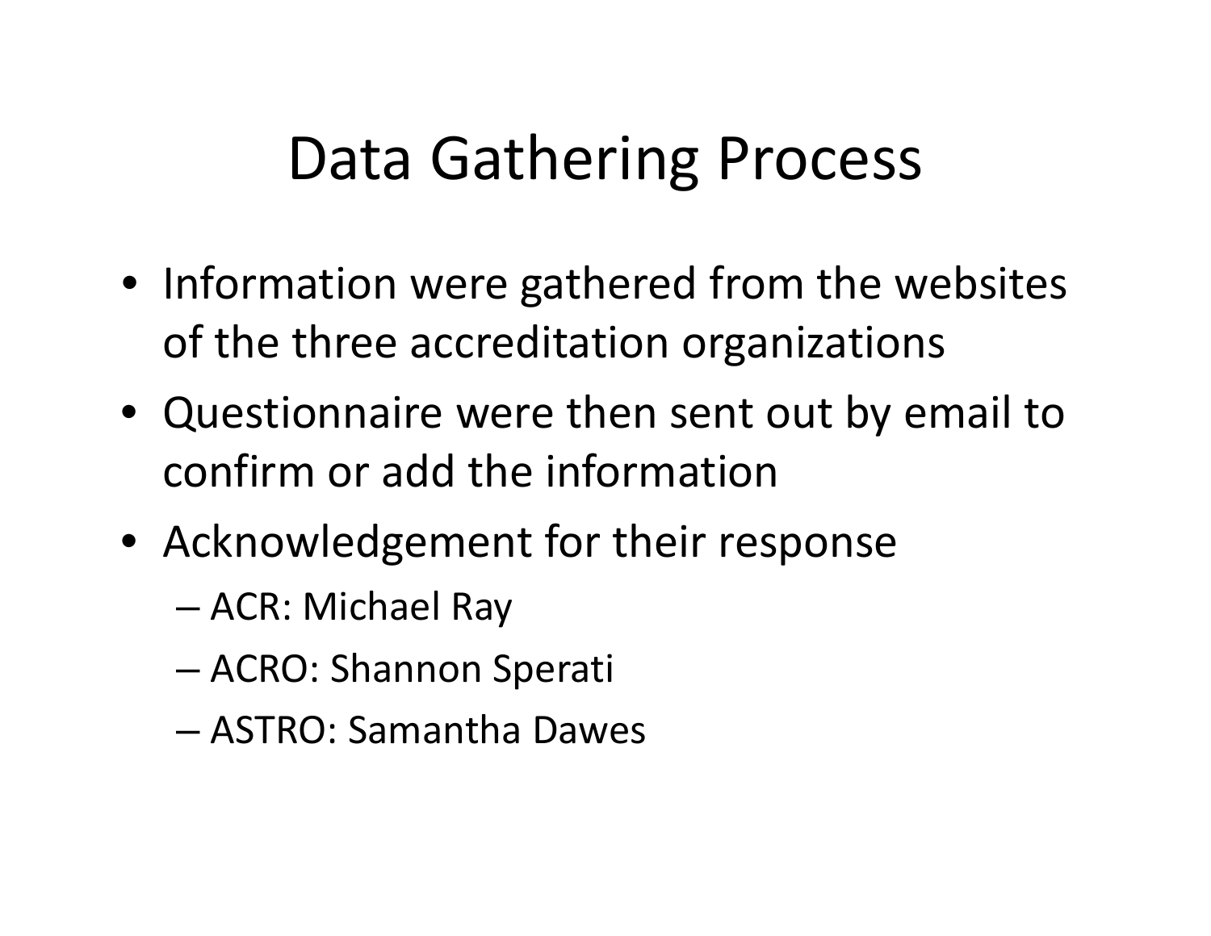# Data Gathering Process

- Information were gathered from the websites of the three accreditation organizations
- Questionnaire were then sent out by email to confirm or add the information
- Acknowledgement for their response
  - ACR: Michael Ray
  - ACRO: Shannon Sperati
  - ASTRO: Samantha Dawes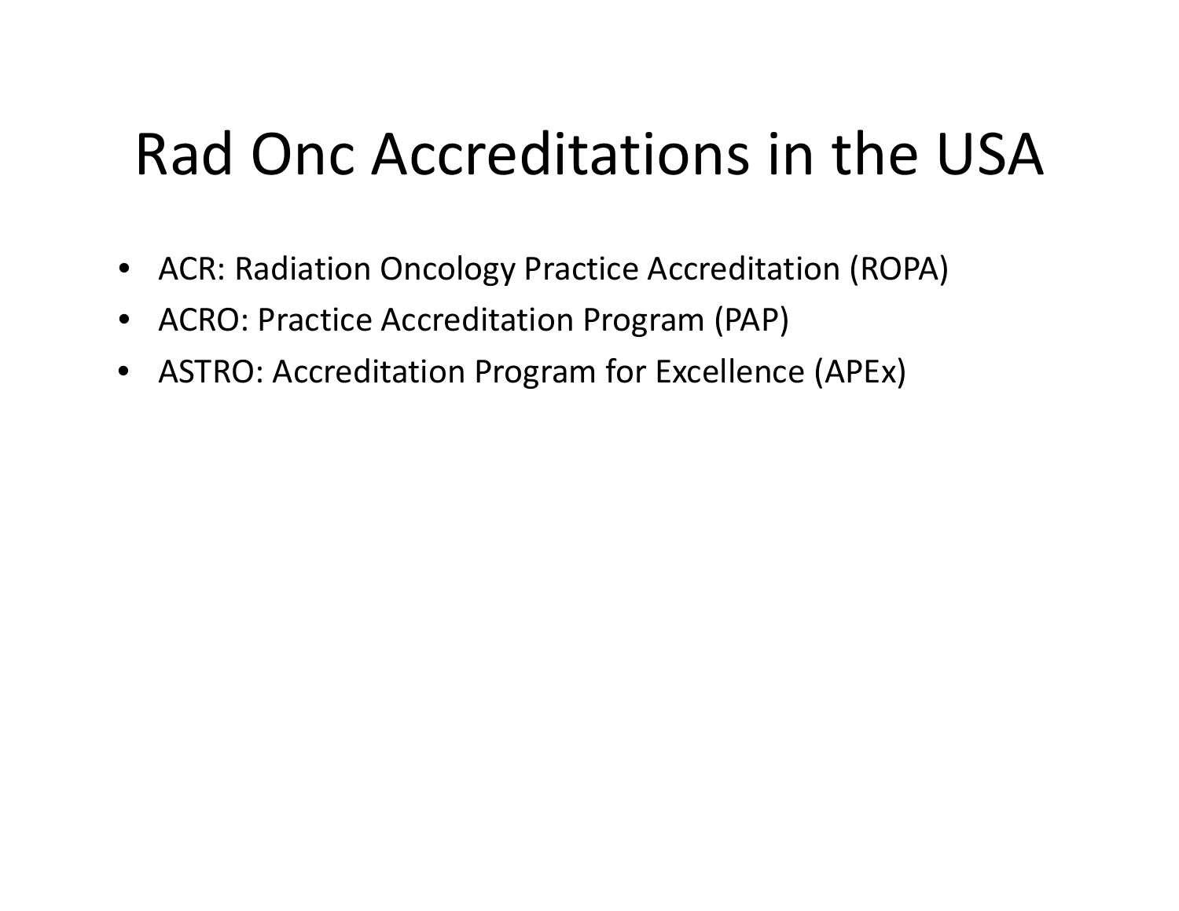# Rad Onc Accreditations in the USA

- ACR: Radiation Oncology Practice Accreditation (ROPA)
- ACRO: Practice Accreditation Program (PAP)
- ASTRO: Accreditation Program for Excellence (APEx)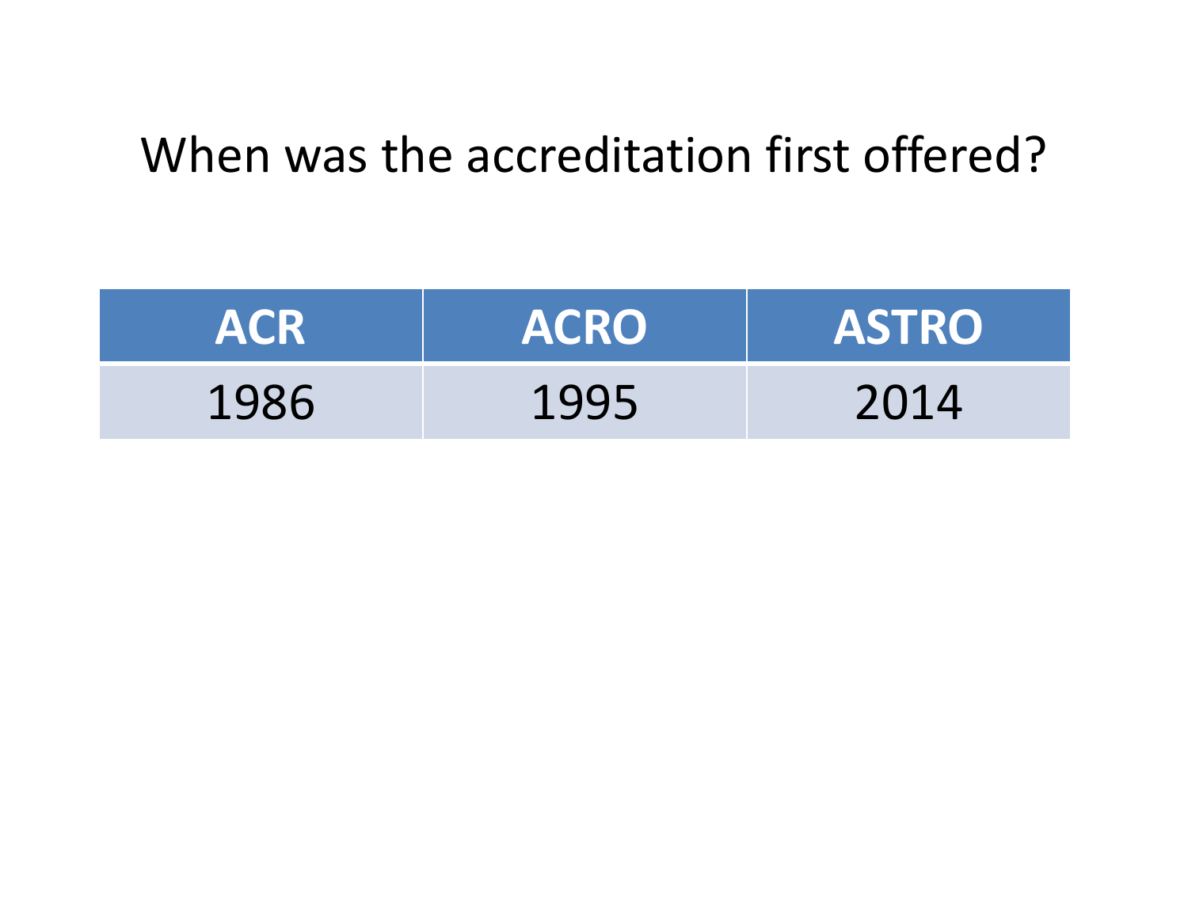# When was the accreditation first offered?

| ACR | ACRO | ASTRO |
|---|---|---|
| 1986 | 1995 | 2014 |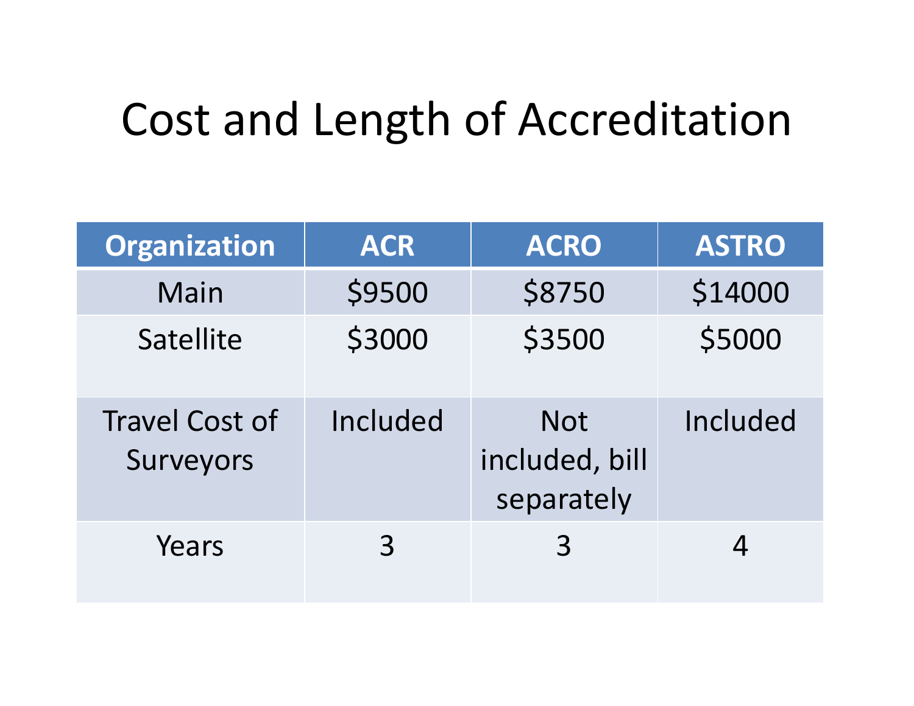# Cost and Length of Accreditation

| Organization | ACR | ACRO | ASTRO |
| --- | --- | --- | --- |
| Main | $9500 | $8750 | $14000 |
| Satellite | $3000 | $3500 | $5000 |
| Travel Cost of Surveyors | Included | Not included, bill separately | Included |
| Years | 3 | 3 | 4 |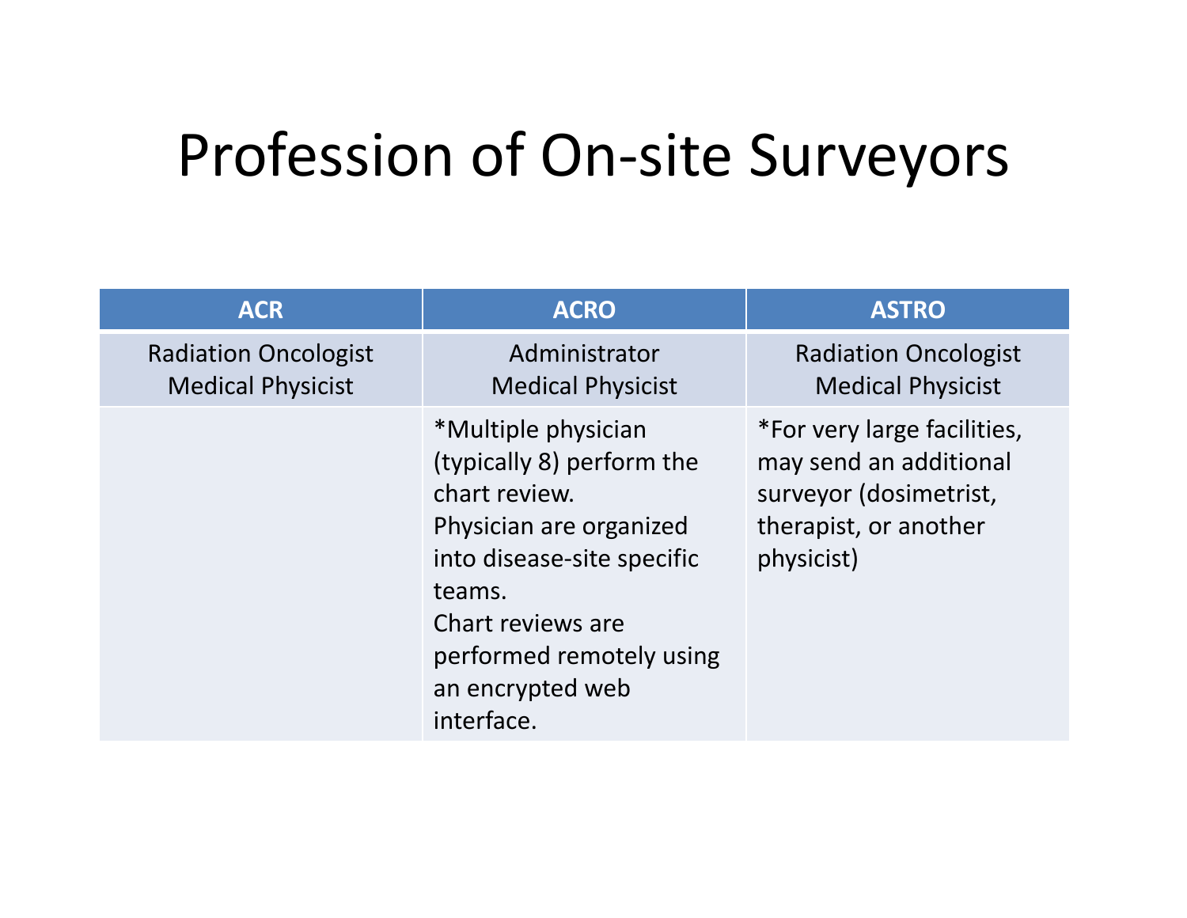# Profession of On-site Surveyors

| ACR | ACRO | ASTRO |
| --- | --- | --- |
| Radiation Oncologist<br>Medical Physicist | Administrator<br>Medical Physicist | Radiation Oncologist<br>Medical Physicist |
| | *Multiple physician (typically 8) perform the chart review.<br>Physician are organized into disease-site specific teams.<br>Chart reviews are performed remotely using an encrypted web interface. | *For very large facilities, may send an additional surveyor (dosimetrist, therapist, or another physicist) |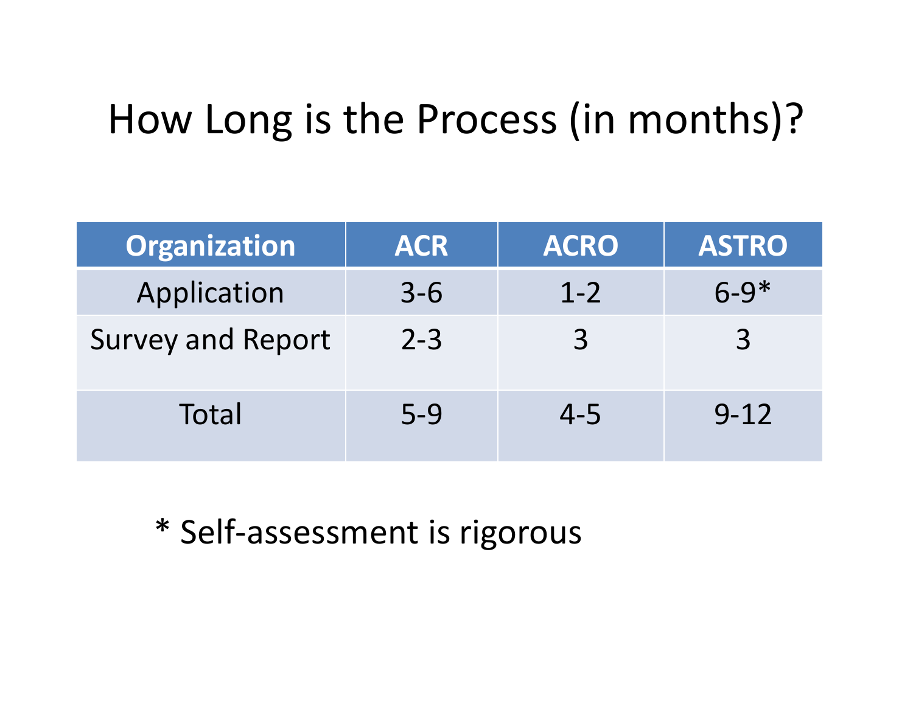# How Long is the Process (in months)?

| Organization | ACR | ACRO | ASTRO |
|---|---|---|---|
| Application | 3-6 | 1-2 | 6-9* |
| Survey and Report | 2-3 | 3 | 3 |
| Total | 5-9 | 4-5 | 9-12 |

* Self-assessment is rigorous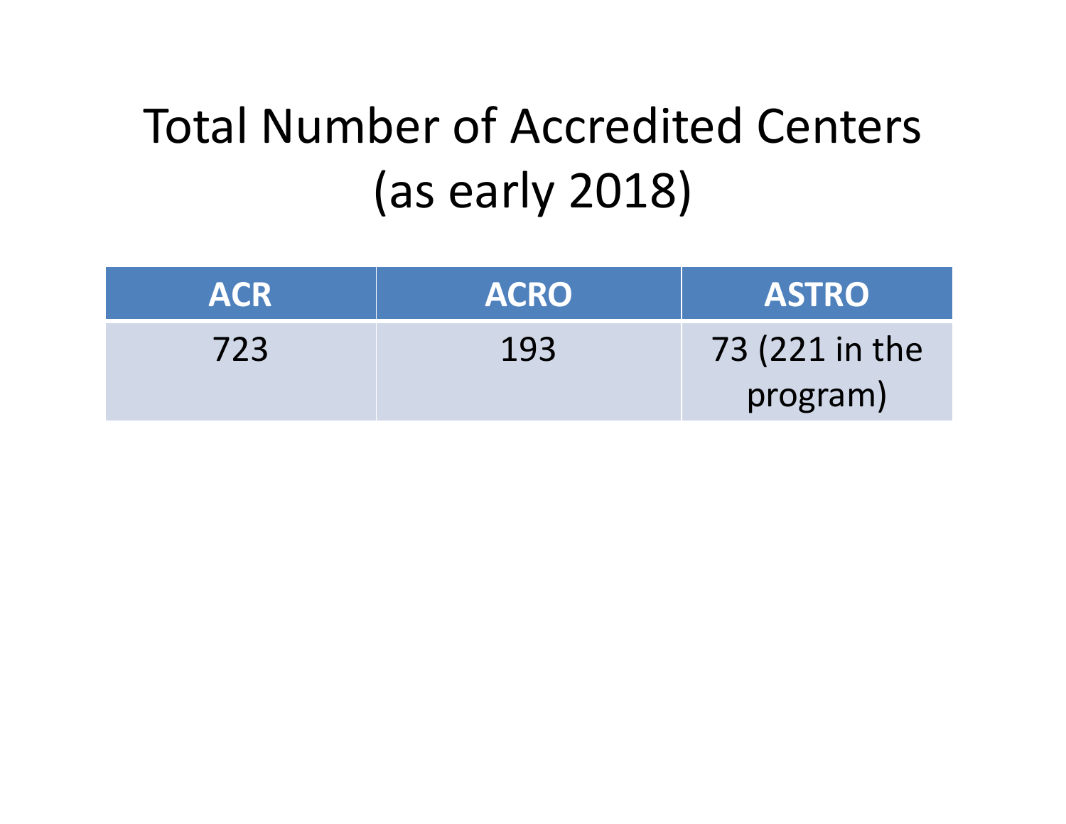# Total Number of Accredited Centers (as early 2018)

| ACR | ACRO | ASTRO |
|---|---|---|
| 723 | 193 | 73 (221 in the program) |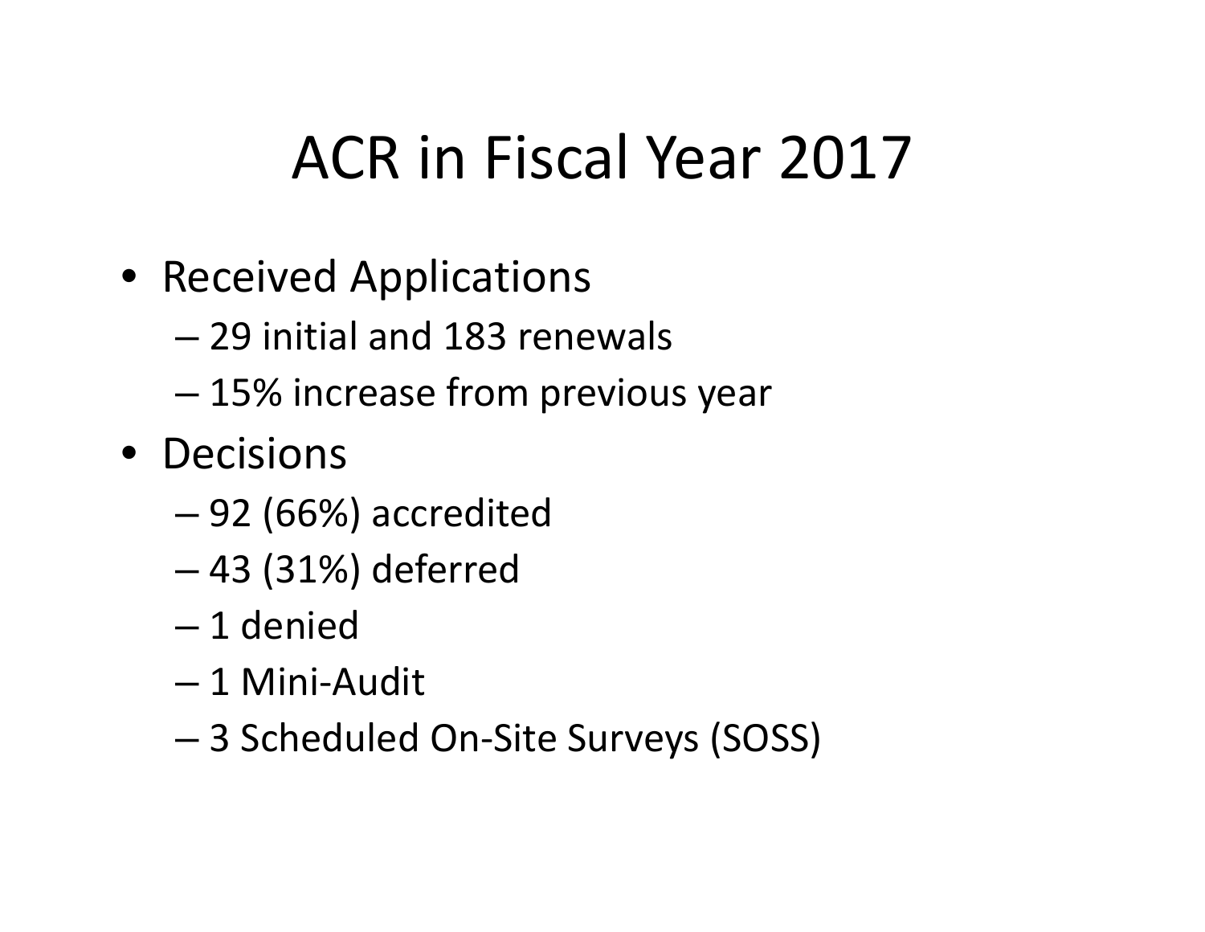# ACR in Fiscal Year 2017

- Received Applications
  - 29 initial and 183 renewals
  - 15% increase from previous year
- Decisions
  - 92 (66%) accredited
  - 43 (31%) deferred
  - 1 denied
  - 1 Mini-Audit
  - 3 Scheduled On-Site Surveys (SOSS)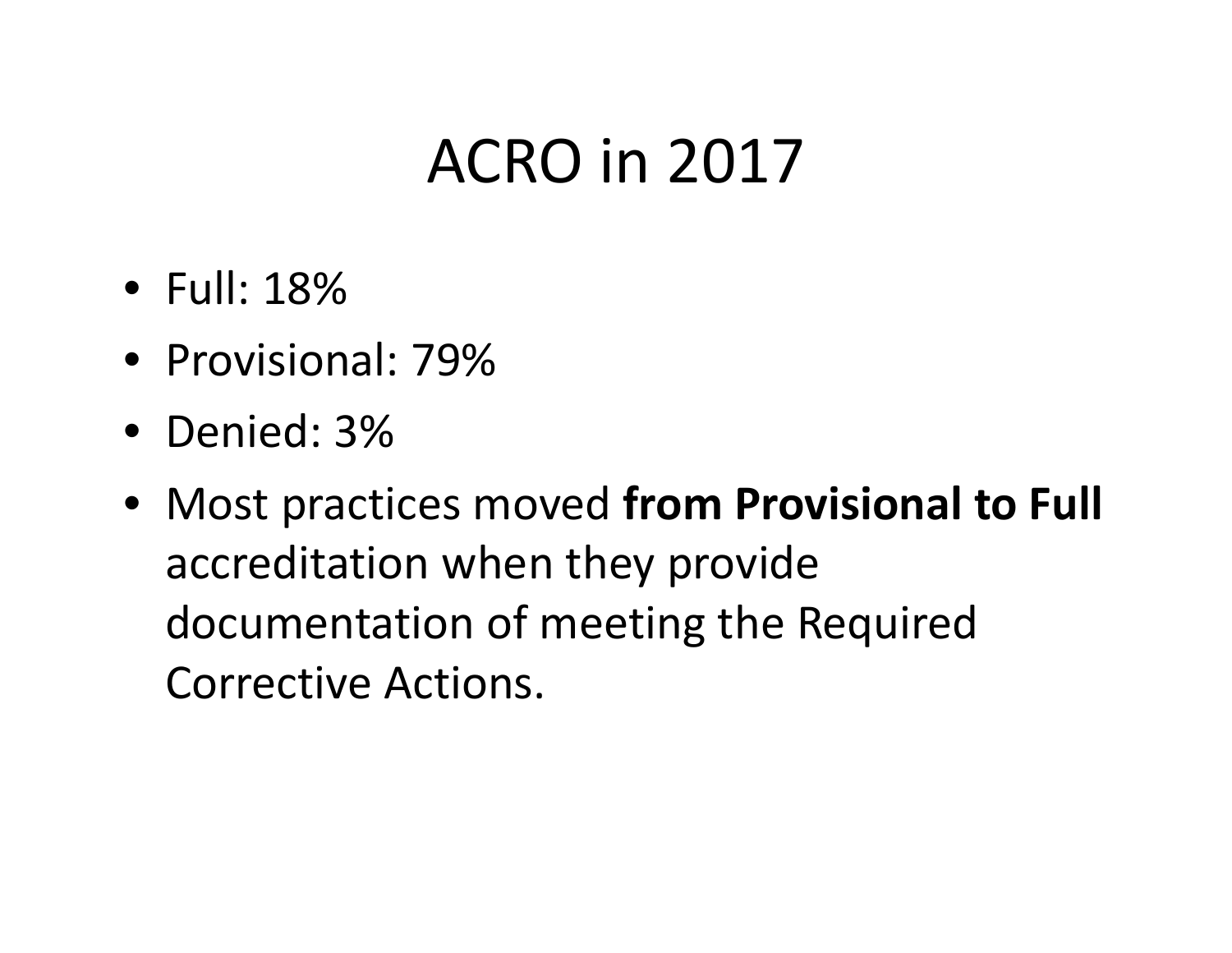# ACRO in 2017

- Full: 18%
- Provisional: 79%
- Denied: 3%
- Most practices moved **from Provisional to Full** accreditation when they provide documentation of meeting the Required Corrective Actions.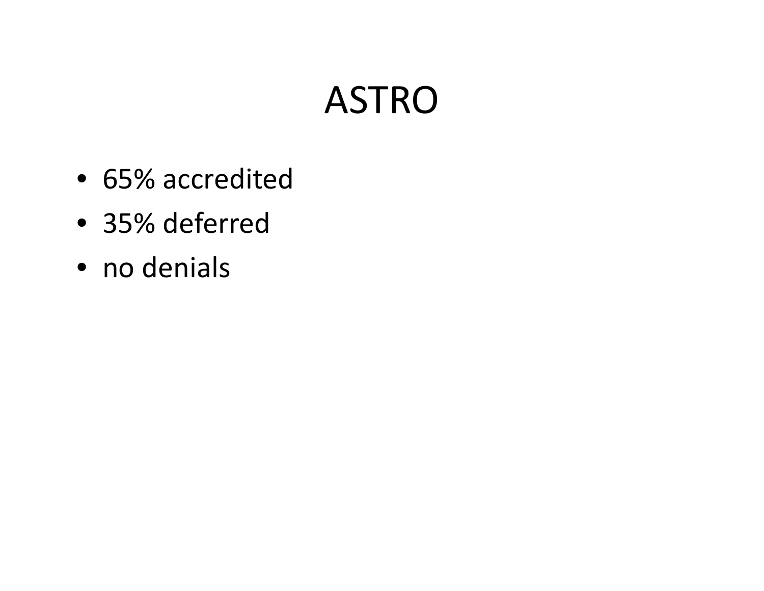# ASTRO

- 65% accredited
- 35% deferred
- no denials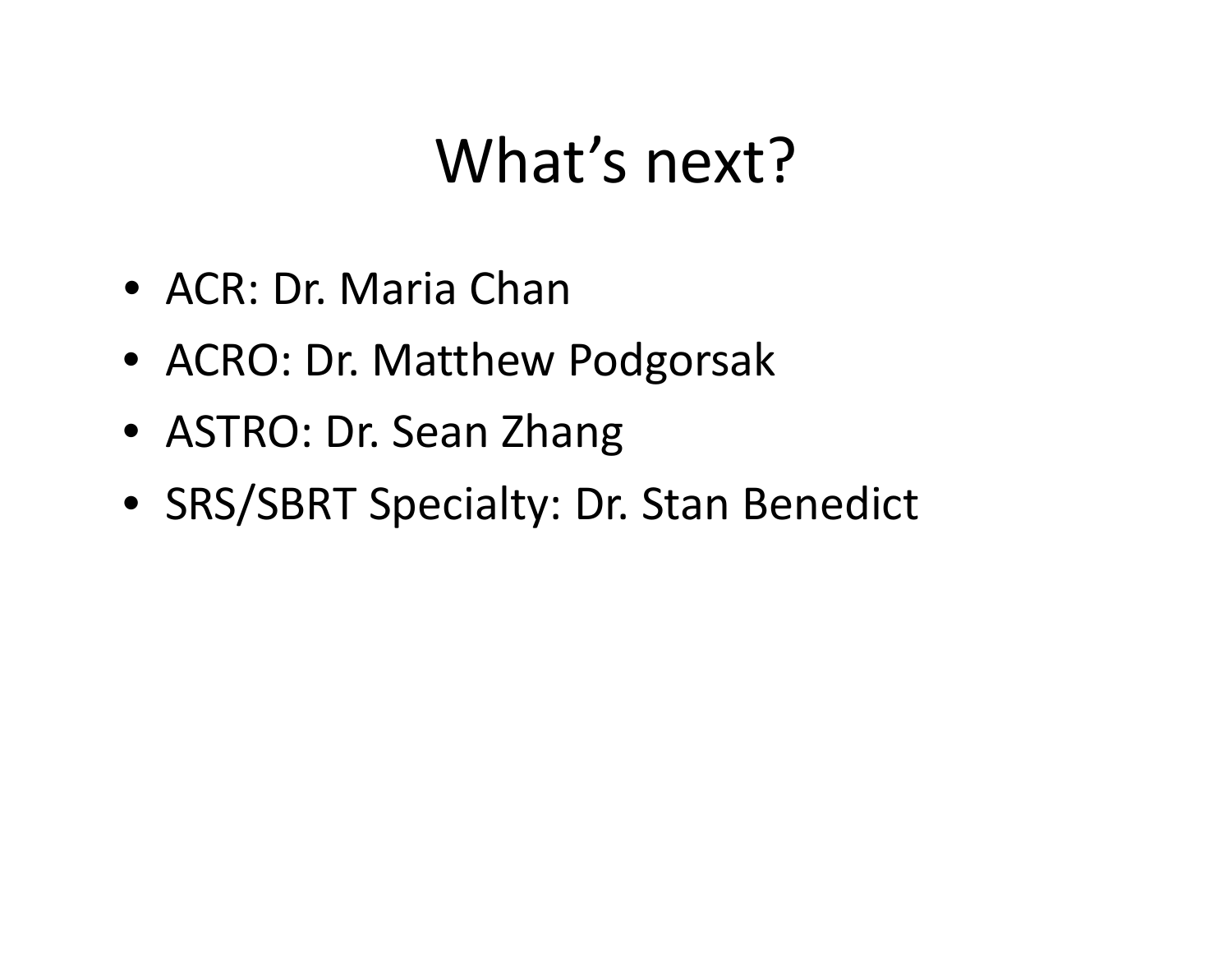# What's next?

- ACR: Dr. Maria Chan
- ACRO: Dr. Matthew Podgorsak
- ASTRO: Dr. Sean Zhang
- SRS/SBRT Specialty: Dr. Stan Benedict